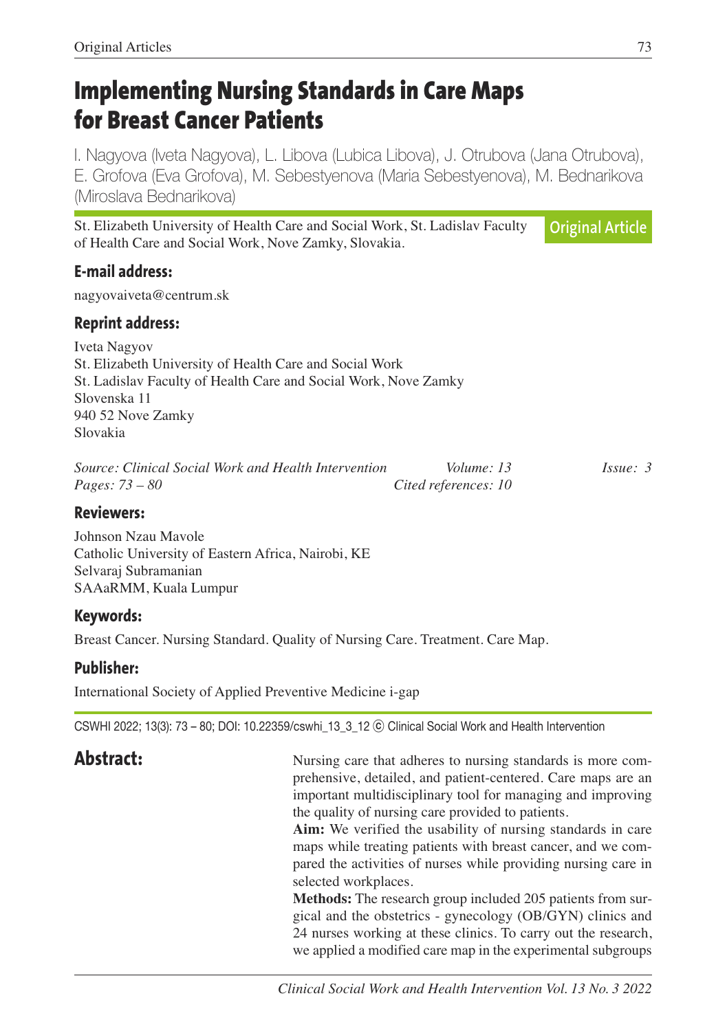# Implementing Nursing Standards in Care Maps for Breast Cancer Patients

I. Nagyova (Iveta Nagyova), L. Libova (Lubica Libova), J. Otrubova (Jana Otrubova), E. Grofova (Eva Grofova), M. Sebestyenova (Maria Sebestyenova), M. Bednarikova (Miroslava Bednarikova)

St. Elizabeth University of Health Care and Social Work, St. Ladislav Faculty of Health Care and Social Work, Nove Zamky, Slovakia.

**Original Article**

### E-mail address:

nagyovaiveta@centrum.sk

### Reprint address:

Iveta Nagyov
St. Elizabeth University of Health Care and Social Work
St. Ladislav Faculty of Health Care and Social Work, Nove Zamky
Slovenska 11
940 52 Nove Zamky
Slovakia

*Source: Clinical Social Work and Health Intervention* *Volume: 13* *Issue: 3*
*Pages: 73 – 80* *Cited references: 10*

### Reviewers:

Johnson Nzau Mavole
Catholic University of Eastern Africa, Nairobi, KE
Selvaraj Subramanian
SAAaRMM, Kuala Lumpur

### Keywords:

Breast Cancer. Nursing Standard. Quality of Nursing Care. Treatment. Care Map.

### Publisher:

International Society of Applied Preventive Medicine i-gap

CSWHI 2022; 13(3): 73 – 80; DOI: 10.22359/cswhi_13_3_12 © Clinical Social Work and Health Intervention

## Abstract:

Nursing care that adheres to nursing standards is more comprehensive, detailed, and patient-centered. Care maps are an important multidisciplinary tool for managing and improving the quality of nursing care provided to patients.

**Aim:** We verified the usability of nursing standards in care maps while treating patients with breast cancer, and we compared the activities of nurses while providing nursing care in selected workplaces.

**Methods:** The research group included 205 patients from surgical and the obstetrics - gynecology (OB/GYN) clinics and 24 nurses working at these clinics. To carry out the research, we applied a modified care map in the experimental subgroups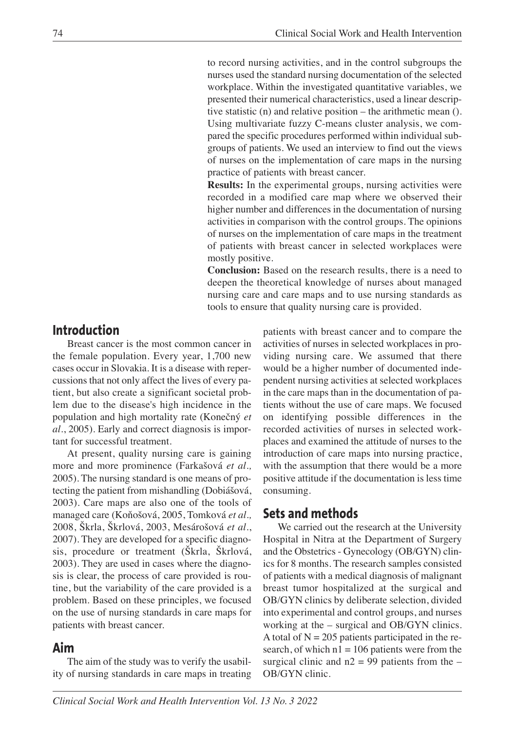to record nursing activities, and in the control subgroups the nurses used the standard nursing documentation of the selected workplace. Within the investigated quantitative variables, we presented their numerical characteristics, used a linear descriptive statistic (n) and relative position – the arithmetic mean (). Using multivariate fuzzy C-means cluster analysis, we compared the specific procedures performed within individual subgroups of patients. We used an interview to find out the views of nurses on the implementation of care maps in the nursing practice of patients with breast cancer.

**Results:** In the experimental groups, nursing activities were recorded in a modified care map where we observed their higher number and differences in the documentation of nursing activities in comparison with the control groups. The opinions of nurses on the implementation of care maps in the treatment of patients with breast cancer in selected workplaces were mostly positive.

**Conclusion:** Based on the research results, there is a need to deepen the theoretical knowledge of nurses about managed nursing care and care maps and to use nursing standards as tools to ensure that quality nursing care is provided.

## Introduction

Breast cancer is the most common cancer in the female population. Every year, 1,700 new cases occur in Slovakia. It is a disease with repercussions that not only affect the lives of every patient, but also create a significant societal problem due to the disease's high incidence in the population and high mortality rate (Konečný *et al*., 2005). Early and correct diagnosis is important for successful treatment.

At present, quality nursing care is gaining more and more prominence (Farkašová *et al.,* 2005). The nursing standard is one means of protecting the patient from mishandling (Dobiášová, 2003). Care maps are also one of the tools of managed care (Koňošová, 2005, Tomková *et al.,* 2008, Škrla, Škrlová, 2003, Mesárošová *et al*., 2007). They are developed for a specific diagnosis, procedure or treatment (Škrla, Škrlová, 2003). They are used in cases where the diagnosis is clear, the process of care provided is routine, but the variability of the care provided is a problem. Based on these principles, we focused on the use of nursing standards in care maps for patients with breast cancer.

## Aim

The aim of the study was to verify the usability of nursing standards in care maps in treating patients with breast cancer and to compare the activities of nurses in selected workplaces in providing nursing care. We assumed that there would be a higher number of documented independent nursing activities at selected workplaces in the care maps than in the documentation of patients without the use of care maps. We focused on identifying possible differences in the recorded activities of nurses in selected workplaces and examined the attitude of nurses to the introduction of care maps into nursing practice, with the assumption that there would be a more positive attitude if the documentation is less time consuming.

## Sets and methods

We carried out the research at the University Hospital in Nitra at the Department of Surgery and the Obstetrics - Gynecology (OB/GYN) clinics for 8 months. The research samples consisted of patients with a medical diagnosis of malignant breast tumor hospitalized at the surgical and OB/GYN clinics by deliberate selection, divided into experimental and control groups, and nurses working at the – surgical and OB/GYN clinics. A total of $N = 205$ patients participated in the research, of which $n1 = 106$ patients were from the surgical clinic and $n2 = 99$ patients from the – OB/GYN clinic.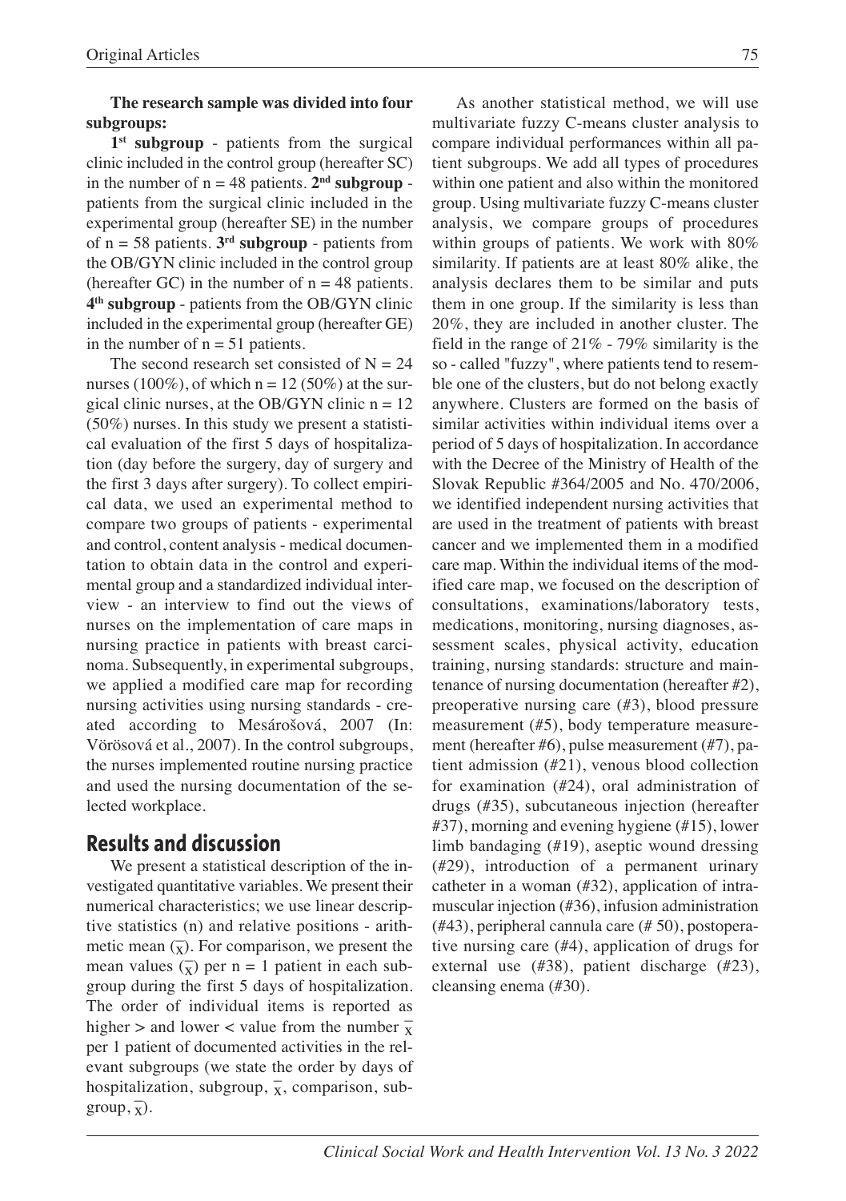**The research sample was divided into four subgroups:**

**1st subgroup** - patients from the surgical clinic included in the control group (hereafter SC) in the number of n = 48 patients. **2nd subgroup** - patients from the surgical clinic included in the experimental group (hereafter SE) in the number of n = 58 patients. **3rd subgroup** - patients from the OB/GYN clinic included in the control group (hereafter GC) in the number of n = 48 patients. **4th subgroup** - patients from the OB/GYN clinic included in the experimental group (hereafter GE) in the number of n = 51 patients.

The second research set consisted of N = 24 nurses (100%), of which n = 12 (50%) at the surgical clinic nurses, at the OB/GYN clinic n = 12 (50%) nurses. In this study we present a statistical evaluation of the first 5 days of hospitalization (day before the surgery, day of surgery and the first 3 days after surgery). To collect empirical data, we used an experimental method to compare two groups of patients - experimental and control, content analysis - medical documentation to obtain data in the control and experimental group and a standardized individual interview - an interview to find out the views of nurses on the implementation of care maps in nursing practice in patients with breast carcinoma. Subsequently, in experimental subgroups, we applied a modified care map for recording nursing activities using nursing standards - created according to Mesárošová, 2007 (In: Vörösová et al., 2007). In the control subgroups, the nurses implemented routine nursing practice and used the nursing documentation of the selected workplace.

## Results and discussion

We present a statistical description of the investigated quantitative variables. We present their numerical characteristics; we use linear descriptive statistics (n) and relative positions - arithmetic mean ($\bar{x}$). For comparison, we present the mean values ($\bar{x}$) per n = 1 patient in each subgroup during the first 5 days of hospitalization. The order of individual items is reported as higher > and lower < value from the number $\bar{x}$ per 1 patient of documented activities in the relevant subgroups (we state the order by days of hospitalization, subgroup, $\bar{x}$, comparison, subgroup, $\bar{x}$).

As another statistical method, we will use multivariate fuzzy C-means cluster analysis to compare individual performances within all patient subgroups. We add all types of procedures within one patient and also within the monitored group. Using multivariate fuzzy C-means cluster analysis, we compare groups of procedures within groups of patients. We work with 80% similarity. If patients are at least 80% alike, the analysis declares them to be similar and puts them in one group. If the similarity is less than 20%, they are included in another cluster. The field in the range of 21% - 79% similarity is the so - called "fuzzy", where patients tend to resemble one of the clusters, but do not belong exactly anywhere. Clusters are formed on the basis of similar activities within individual items over a period of 5 days of hospitalization. In accordance with the Decree of the Ministry of Health of the Slovak Republic #364/2005 and No. 470/2006, we identified independent nursing activities that are used in the treatment of patients with breast cancer and we implemented them in a modified care map. Within the individual items of the modified care map, we focused on the description of consultations, examinations/laboratory tests, medications, monitoring, nursing diagnoses, assessment scales, physical activity, education training, nursing standards: structure and maintenance of nursing documentation (hereafter #2), preoperative nursing care (#3), blood pressure measurement (#5), body temperature measurement (hereafter #6), pulse measurement (#7), patient admission (#21), venous blood collection for examination (#24), oral administration of drugs (#35), subcutaneous injection (hereafter #37), morning and evening hygiene (#15), lower limb bandaging (#19), aseptic wound dressing (#29), introduction of a permanent urinary catheter in a woman (#32), application of intramuscular injection (#36), infusion administration (#43), peripheral cannula care (# 50), postoperative nursing care (#4), application of drugs for external use (#38), patient discharge (#23), cleansing enema (#30).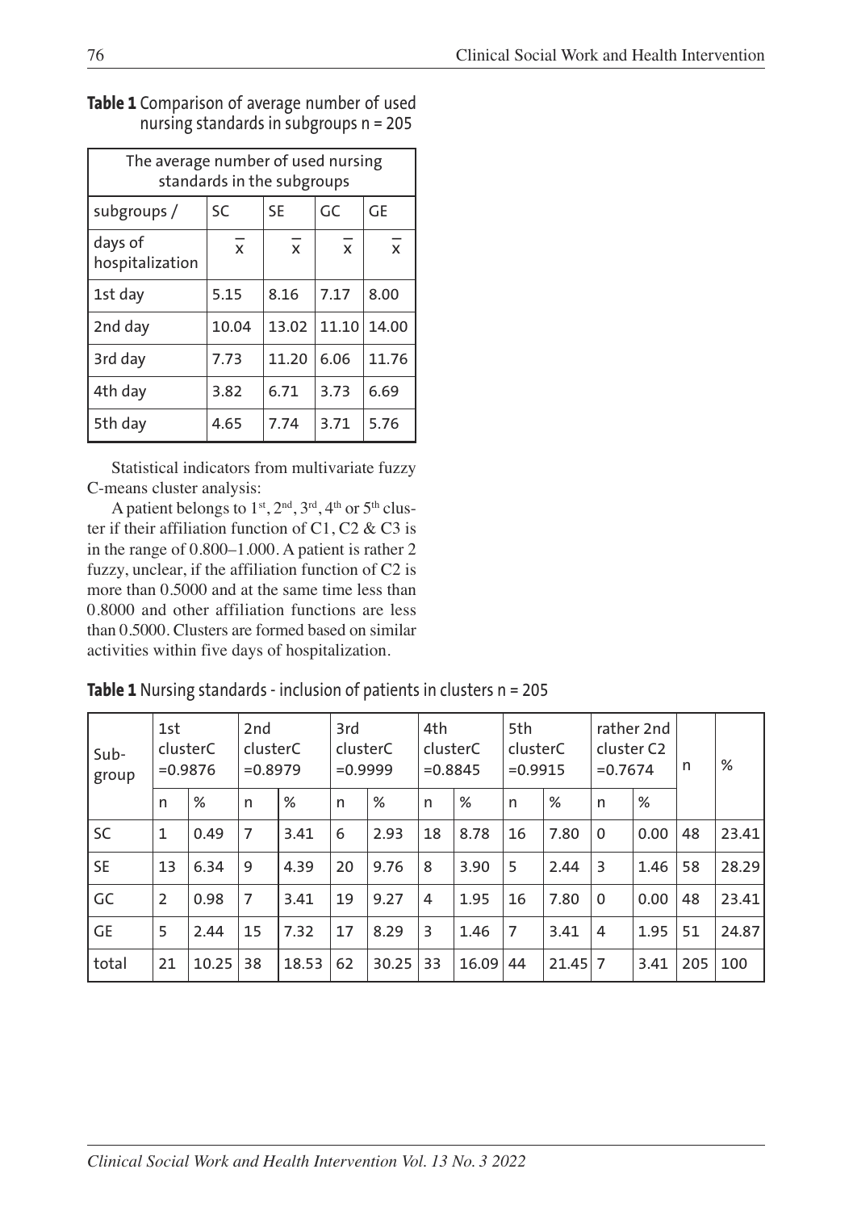**Table 1** Comparison of average number of used nursing standards in subgroups n = 205

| The average number of used nursing standards in the subgroups | | | | |
|---|---|---|---|---|
| subgroups / | SC | SE | GC | GE |
| days of hospitalization | $\bar{x}$ | $\bar{x}$ | $\bar{x}$ | $\bar{x}$ |
| 1st day | 5.15 | 8.16 | 7.17 | 8.00 |
| 2nd day | 10.04 | 13.02 | 11.10 | 14.00 |
| 3rd day | 7.73 | 11.20 | 6.06 | 11.76 |
| 4th day | 3.82 | 6.71 | 3.73 | 6.69 |
| 5th day | 4.65 | 7.74 | 3.71 | 5.76 |

Statistical indicators from multivariate fuzzy C-means cluster analysis:

A patient belongs to 1st, 2nd, 3rd, 4th or 5th cluster if their affiliation function of C1, C2 & C3 is in the range of 0.800–1.000. A patient is rather 2 fuzzy, unclear, if the affiliation function of C2 is more than 0.5000 and at the same time less than 0.8000 and other affiliation functions are less than 0.5000. Clusters are formed based on similar activities within five days of hospitalization.

**Table 1** Nursing standards - inclusion of patients in clusters n = 205

| Sub-group | 1st clusterC =0.9876 | | 2nd clusterC =0.8979 | | 3rd clusterC =0.9999 | | 4th clusterC =0.8845 | | 5th clusterC =0.9915 | | rather 2nd cluster C2 =0.7674 | | n | % |
|---|---|---|---|---|---|---|---|---|---|---|---|---|---|---|
| | n | % | n | % | n | % | n | % | n | % | n | % | | |
| SC | 1 | 0.49 | 7 | 3.41 | 6 | 2.93 | 18 | 8.78 | 16 | 7.80 | 0 | 0.00 | 48 | 23.41 |
| SE | 13 | 6.34 | 9 | 4.39 | 20 | 9.76 | 8 | 3.90 | 5 | 2.44 | 3 | 1.46 | 58 | 28.29 |
| GC | 2 | 0.98 | 7 | 3.41 | 19 | 9.27 | 4 | 1.95 | 16 | 7.80 | 0 | 0.00 | 48 | 23.41 |
| GE | 5 | 2.44 | 15 | 7.32 | 17 | 8.29 | 3 | 1.46 | 7 | 3.41 | 4 | 1.95 | 51 | 24.87 |
| total | 21 | 10.25 | 38 | 18.53 | 62 | 30.25 | 33 | 16.09 | 44 | 21.45 | 7 | 3.41 | 205 | 100 |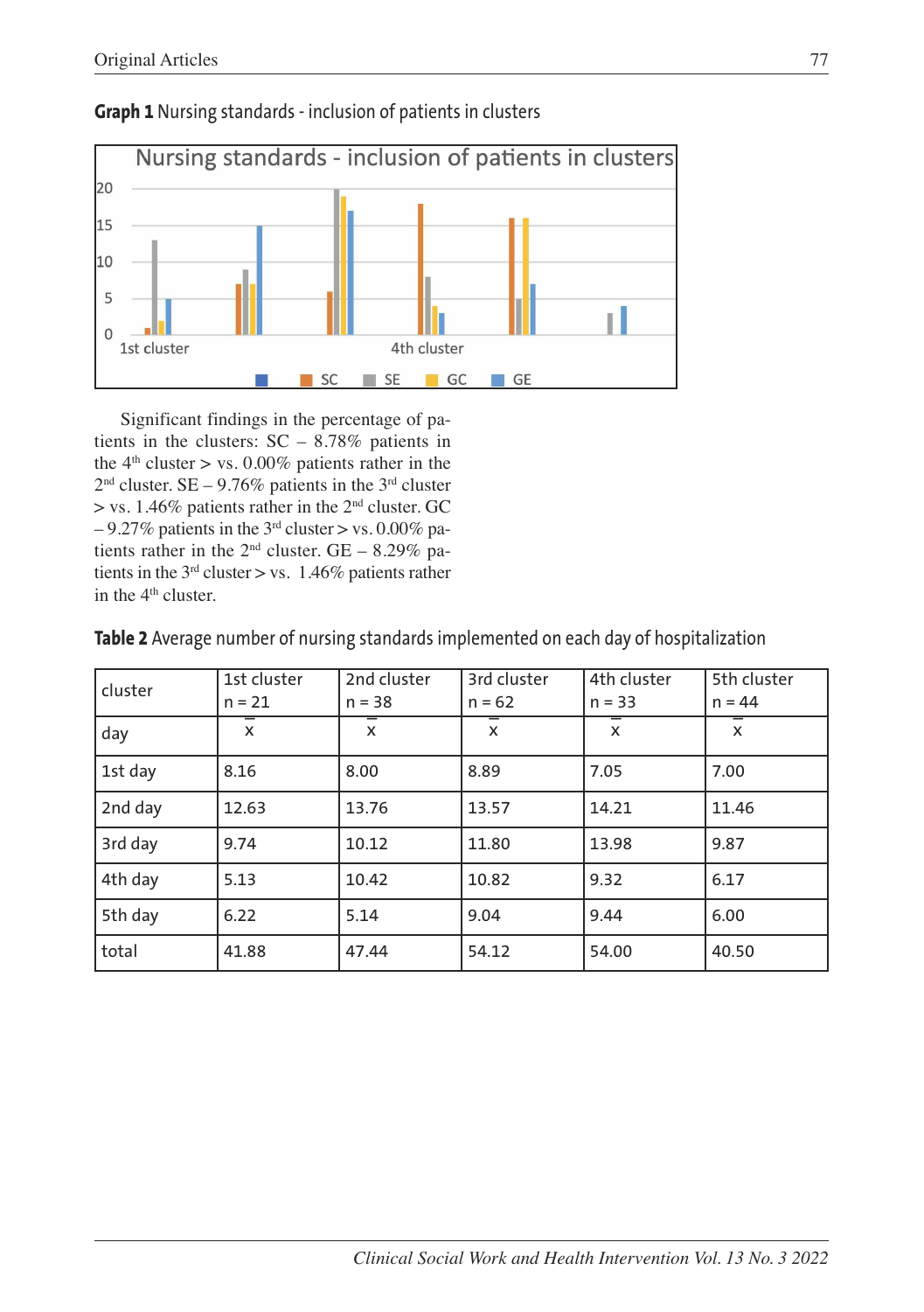**Graph 1** Nursing standards - inclusion of patients in clusters

Significant findings in the percentage of patients in the clusters: SC – 8.78% patients in the 4th cluster > vs. 0.00% patients rather in the 2nd cluster. SE – 9.76% patients in the 3rd cluster > vs. 1.46% patients rather in the 2nd cluster. GC – 9.27% patients in the 3rd cluster > vs. 0.00% patients rather in the 2nd cluster. GE – 8.29% patients in the 3rd cluster > vs. 1.46% patients rather in the 4th cluster.

**Table 2** Average number of nursing standards implemented on each day of hospitalization

| cluster | 1st cluster n = 21 | 2nd cluster n = 38 | 3rd cluster n = 62 | 4th cluster n = 33 | 5th cluster n = 44 |
|---|---|---|---|---|---|
| day | $\bar{x}$ | $\bar{x}$ | $\bar{x}$ | $\bar{x}$ | $\bar{x}$ |
| 1st day | 8.16 | 8.00 | 8.89 | 7.05 | 7.00 |
| 2nd day | 12.63 | 13.76 | 13.57 | 14.21 | 11.46 |
| 3rd day | 9.74 | 10.12 | 11.80 | 13.98 | 9.87 |
| 4th day | 5.13 | 10.42 | 10.82 | 9.32 | 6.17 |
| 5th day | 6.22 | 5.14 | 9.04 | 9.44 | 6.00 |
| total | 41.88 | 47.44 | 54.12 | 54.00 | 40.50 |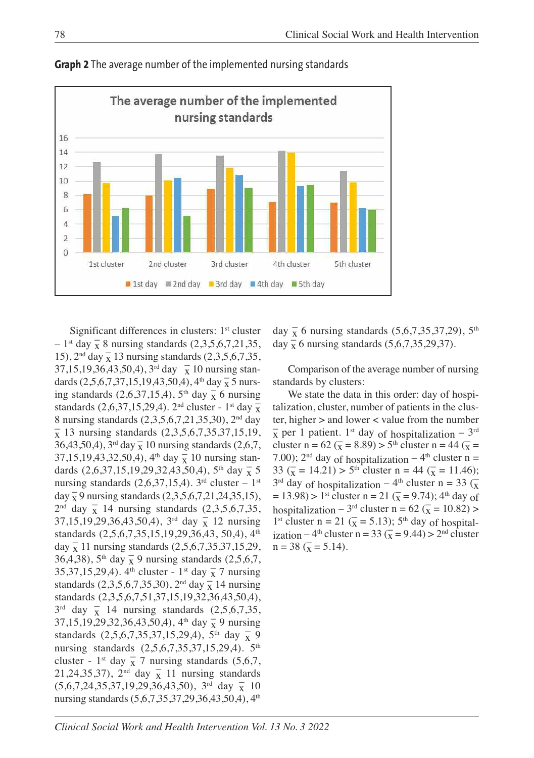**Graph 2** The average number of the implemented nursing standards

Significant differences in clusters: 1st cluster – 1st day $\bar{x}$ 8 nursing standards (2,3,5,6,7,21,35, 15), 2nd day $\bar{x}$ 13 nursing standards (2,3,5,6,7,35, 37,15,19,36,43,50,4), 3rd day $\bar{x}$ 10 nursing standards (2,5,6,7,37,15,19,43,50,4), 4th day $\bar{x}$ 5 nursing standards (2,6,37,15,4), 5th day $\bar{x}$ 6 nursing standards (2,6,37,15,29,4). 2nd cluster - 1st day $\bar{x}$ 8 nursing standards (2,3,5,6,7,21,35,30), 2nd day $\bar{x}$ 13 nursing standards (2,3,5,6,7,35,37,15,19, 36,43,50,4), 3rd day $\bar{x}$ 10 nursing standards (2,6,7, 37,15,19,43,32,50,4), 4th day $\bar{x}$ 10 nursing standards (2,6,37,15,19,29,32,43,50,4), 5th day $\bar{x}$ 5 nursing standards (2,6,37,15,4). 3rd cluster – 1st day $\bar{x}$ 9 nursing standards (2,3,5,6,7,21,24,35,15), 2nd day $\bar{x}$ 14 nursing standards (2,3,5,6,7,35, 37,15,19,29,36,43,50,4), 3rd day $\bar{x}$ 12 nursing standards (2,5,6,7,35,15,19,29,36,43, 50,4), 4th day $\bar{x}$ 11 nursing standards (2,5,6,7,35,37,15,29, 36,4,38), 5th day $\bar{x}$ 9 nursing standards (2,5,6,7, 35,37,15,29,4). 4th cluster - 1st day $\bar{x}$ 7 nursing standards (2,3,5,6,7,35,30), 2nd day $\bar{x}$ 14 nursing standards (2,3,5,6,7,51,37,15,19,32,36,43,50,4), 3rd day $\bar{x}$ 14 nursing standards (2,5,6,7,35, 37,15,19,29,32,36,43,50,4), 4th day $\bar{x}$ 9 nursing standards (2,5,6,7,35,37,15,29,4), 5th day $\bar{x}$ 9 nursing standards (2,5,6,7,35,37,15,29,4). 5th cluster - 1st day $\bar{x}$ 7 nursing standards (5,6,7, 21,24,35,37), 2nd day $\bar{x}$ 11 nursing standards (5,6,7,24,35,37,19,29,36,43,50), 3rd day $\bar{x}$ 10 nursing standards (5,6,7,35,37,29,36,43,50,4), 4th day $\bar{x}$ 6 nursing standards (5,6,7,35,37,29), 5th day $\bar{x}$ 6 nursing standards (5,6,7,35,29,37).

Comparison of the average number of nursing standards by clusters:

We state the data in this order: day of hospitalization, cluster, number of patients in the cluster, higher > and lower < value from the number $\bar{x}$ per 1 patient. 1st day of hospitalization – 3rd cluster n = 62 ($\bar{x}$ = 8.89) > 5th cluster n = 44 ($\bar{x}$ = 7.00); 2nd day of hospitalization – 4th cluster n = 33 ($\bar{x}$ = 14.21) > 5th cluster n = 44 ($\bar{x}$ = 11.46); 3rd day of hospitalization – 4th cluster n = 33 ($\bar{x}$ = 13.98) > 1st cluster n = 21 ($\bar{x}$ = 9.74); 4th day of hospitalization – 3rd cluster n = 62 ($\bar{x}$ = 10.82) > 1st cluster n = 21 ($\bar{x}$ = 5.13); 5th day of hospitalization – 4th cluster n = 33 ($\bar{x}$ = 9.44) > 2nd cluster n = 38 ($\bar{x}$ = 5.14).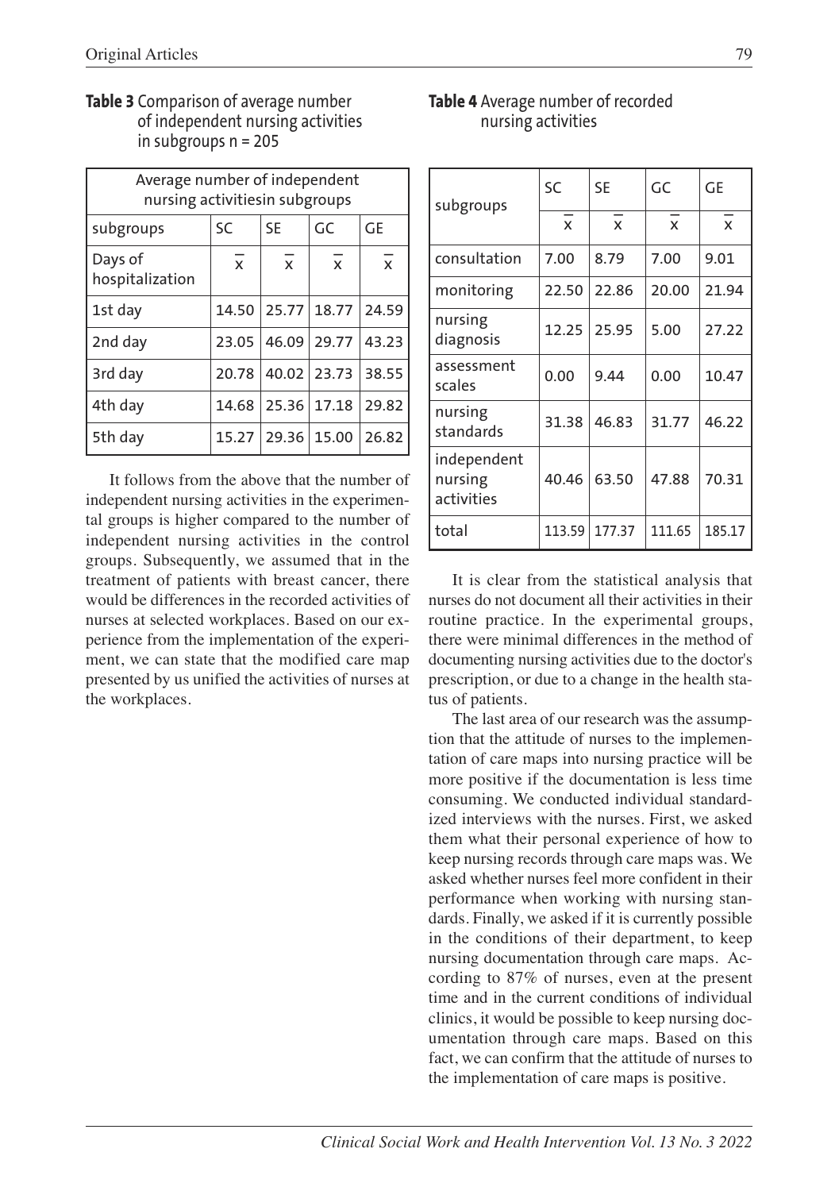**Table 3** Comparison of average number of independent nursing activities in subgroups n = 205

| Average number of independent nursing activitiesin subgroups | | | | |
|---|---|---|---|---|
| subgroups | SC | SE | GC | GE |
| Days of hospitalization | $\bar{x}$ | $\bar{x}$ | $\bar{x}$ | $\bar{x}$ |
| 1st day | 14.50 | 25.77 | 18.77 | 24.59 |
| 2nd day | 23.05 | 46.09 | 29.77 | 43.23 |
| 3rd day | 20.78 | 40.02 | 23.73 | 38.55 |
| 4th day | 14.68 | 25.36 | 17.18 | 29.82 |
| 5th day | 15.27 | 29.36 | 15.00 | 26.82 |

It follows from the above that the number of independent nursing activities in the experimental groups is higher compared to the number of independent nursing activities in the control groups. Subsequently, we assumed that in the treatment of patients with breast cancer, there would be differences in the recorded activities of nurses at selected workplaces. Based on our experience from the implementation of the experiment, we can state that the modified care map presented by us unified the activities of nurses at the workplaces.

**Table 4** Average number of recorded nursing activities

| subgroups | SC | SE | GC | GE |
|---|---|---|---|---|
| | $\bar{x}$ | $\bar{x}$ | $\bar{x}$ | $\bar{x}$ |
| consultation | 7.00 | 8.79 | 7.00 | 9.01 |
| monitoring | 22.50 | 22.86 | 20.00 | 21.94 |
| nursing diagnosis | 12.25 | 25.95 | 5.00 | 27.22 |
| assessment scales | 0.00 | 9.44 | 0.00 | 10.47 |
| nursing standards | 31.38 | 46.83 | 31.77 | 46.22 |
| independent nursing activities | 40.46 | 63.50 | 47.88 | 70.31 |
| total | 113.59 | 177.37 | 111.65 | 185.17 |

It is clear from the statistical analysis that nurses do not document all their activities in their routine practice. In the experimental groups, there were minimal differences in the method of documenting nursing activities due to the doctor's prescription, or due to a change in the health status of patients.

The last area of our research was the assumption that the attitude of nurses to the implementation of care maps into nursing practice will be more positive if the documentation is less time consuming. We conducted individual standardized interviews with the nurses. First, we asked them what their personal experience of how to keep nursing records through care maps was. We asked whether nurses feel more confident in their performance when working with nursing standards. Finally, we asked if it is currently possible in the conditions of their department, to keep nursing documentation through care maps. According to 87% of nurses, even at the present time and in the current conditions of individual clinics, it would be possible to keep nursing documentation through care maps. Based on this fact, we can confirm that the attitude of nurses to the implementation of care maps is positive.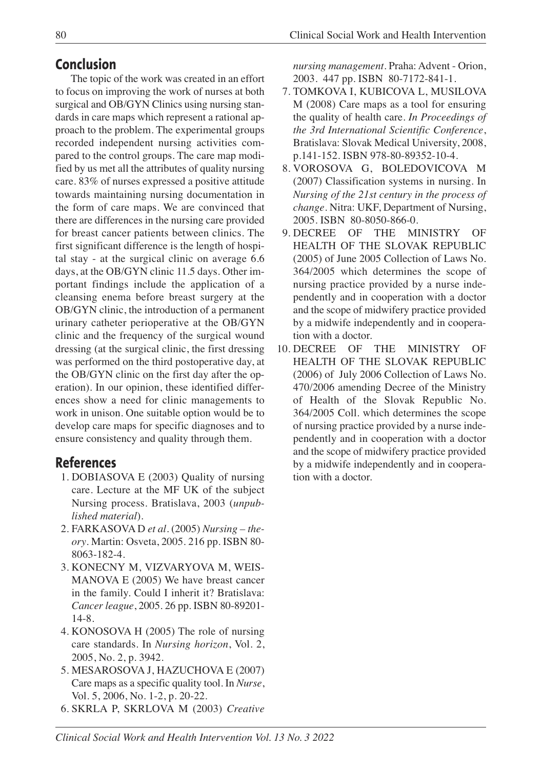## Conclusion

The topic of the work was created in an effort to focus on improving the work of nurses at both surgical and OB/GYN Clinics using nursing standards in care maps which represent a rational approach to the problem. The experimental groups recorded independent nursing activities compared to the control groups. The care map modified by us met all the attributes of quality nursing care. 83% of nurses expressed a positive attitude towards maintaining nursing documentation in the form of care maps. We are convinced that there are differences in the nursing care provided for breast cancer patients between clinics. The first significant difference is the length of hospital stay - at the surgical clinic on average 6.6 days, at the OB/GYN clinic 11.5 days. Other important findings include the application of a cleansing enema before breast surgery at the OB/GYN clinic, the introduction of a permanent urinary catheter perioperative at the OB/GYN clinic and the frequency of the surgical wound dressing (at the surgical clinic, the first dressing was performed on the third postoperative day, at the OB/GYN clinic on the first day after the operation). In our opinion, these identified differences show a need for clinic managements to work in unison. One suitable option would be to develop care maps for specific diagnoses and to ensure consistency and quality through them.

## References

1. DOBIASOVA E (2003) Quality of nursing care. Lecture at the MF UK of the subject Nursing process. Bratislava, 2003 (*unpublished material*).
2. FARKASOVA D *et al*. (2005) *Nursing – theory*. Martin: Osveta, 2005. 216 pp. ISBN 80-8063-182-4.
3. KONECNY M, VIZVARYOVA M, WEISMANOVA E (2005) We have breast cancer in the family. Could I inherit it? Bratislava: *Cancer league*, 2005. 26 pp. ISBN 80-89201-14-8.
4. KONOSOVA H (2005) The role of nursing care standards. In *Nursing horizon*, Vol. 2, 2005, No. 2, p. 3942.
5. MESAROSOVA J, HAZUCHOVA E (2007) Care maps as a specific quality tool. In *Nurse*, Vol. 5, 2006, No. 1-2, p. 20-22.
6. SKRLA P, SKRLOVA M (2003) *Creative nursing management*. Praha: Advent - Orion, 2003. 447 pp. ISBN 80-7172-841-1.
7. TOMKOVA I, KUBICOVA L, MUSILOVA M (2008) Care maps as a tool for ensuring the quality of health care. *In Proceedings of the 3rd International Scientific Conference*, Bratislava: Slovak Medical University, 2008, p.141-152. ISBN 978-80-89352-10-4.
8. VOROSOVA G, BOLEDOVICOVA M (2007) Classification systems in nursing. In *Nursing of the 21st century in the process of change*. Nitra: UKF, Department of Nursing, 2005. ISBN 80-8050-866-0.
9. DECREE OF THE MINISTRY OF HEALTH OF THE SLOVAK REPUBLIC (2005) of June 2005 Collection of Laws No. 364/2005 which determines the scope of nursing practice provided by a nurse independently and in cooperation with a doctor and the scope of midwifery practice provided by a midwife independently and in cooperation with a doctor.
10. DECREE OF THE MINISTRY OF HEALTH OF THE SLOVAK REPUBLIC (2006) of July 2006 Collection of Laws No. 470/2006 amending Decree of the Ministry of Health of the Slovak Republic No. 364/2005 Coll. which determines the scope of nursing practice provided by a nurse independently and in cooperation with a doctor and the scope of midwifery practice provided by a midwife independently and in cooperation with a doctor.